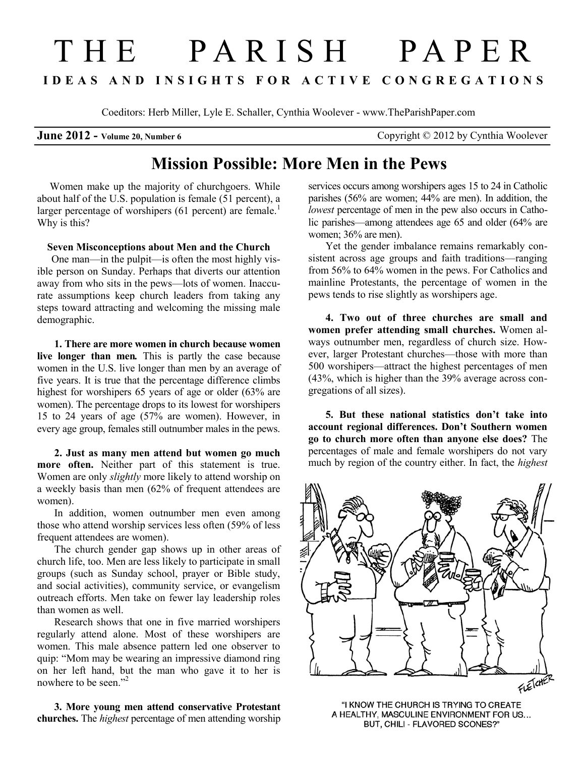# THE PARISH PAPER

**IDEAS AND INSIGHTS FOR ACTIVE CONGREGATIONS**

Coeditors: Herb Miller, Lyle E. Schaller, Cynthia Woolever - www.TheParishPaper.com

**June 2012 - Volume 20, Number 6** Copyright © 2012 by Cynthia Woolever

## Mission Possible: More Men in the Pews

Women make up the majority of churchgoers. While about half of the U.S. population is female (51 percent), a larger percentage of worshipers (61 percent) are female.[1] Why is this?

### Seven Misconceptions about Men and the Church

One man—in the pulpit—is often the most highly visible person on Sunday. Perhaps that diverts our attention away from who sits in the pews—lots of women. Inaccurate assumptions keep church leaders from taking any steps toward attracting and welcoming the missing male demographic.

**1. There are more women in church because women live longer than men.** This is partly the case because women in the U.S. live longer than men by an average of five years. It is true that the percentage difference climbs highest for worshipers 65 years of age or older (63% are women). The percentage drops to its lowest for worshipers 15 to 24 years of age (57% are women). However, in every age group, females still outnumber males in the pews.

**2. Just as many men attend but women go much more often.** Neither part of this statement is true. Women are only *slightly* more likely to attend worship on a weekly basis than men (62% of frequent attendees are women).

In addition, women outnumber men even among those who attend worship services less often (59% of less frequent attendees are women).

The church gender gap shows up in other areas of church life, too. Men are less likely to participate in small groups (such as Sunday school, prayer or Bible study, and social activities), community service, or evangelism outreach efforts. Men take on fewer lay leadership roles than women as well.

Research shows that one in five married worshipers regularly attend alone. Most of these worshipers are women. This male absence pattern led one observer to quip: "Mom may be wearing an impressive diamond ring on her left hand, but the man who gave it to her is nowhere to be seen."[2]

**3. More young men attend conservative Protestant churches.** The *highest* percentage of men attending worship services occurs among worshipers ages 15 to 24 in Catholic parishes (56% are women; 44% are men). In addition, the *lowest* percentage of men in the pew also occurs in Catholic parishes—among attendees age 65 and older (64% are women; 36% are men).

Yet the gender imbalance remains remarkably consistent across age groups and faith traditions—ranging from 56% to 64% women in the pews. For Catholics and mainline Protestants, the percentage of women in the pews tends to rise slightly as worshipers age.

**4. Two out of three churches are small and women prefer attending small churches.** Women always outnumber men, regardless of church size. However, larger Protestant churches—those with more than 500 worshipers—attract the highest percentages of men (43%, which is higher than the 39% average across congregations of all sizes).

**5. But these national statistics don't take into account regional differences. Don't Southern women go to church more often than anyone else does?** The percentages of male and female worshipers do not vary much by region of the country either. In fact, the *highest*

"I KNOW THE CHURCH IS TRYING TO CREATE A HEALTHY, MASCULINE ENVIRONMENT FOR US... BUT, CHILI - FLAVORED SCONES?"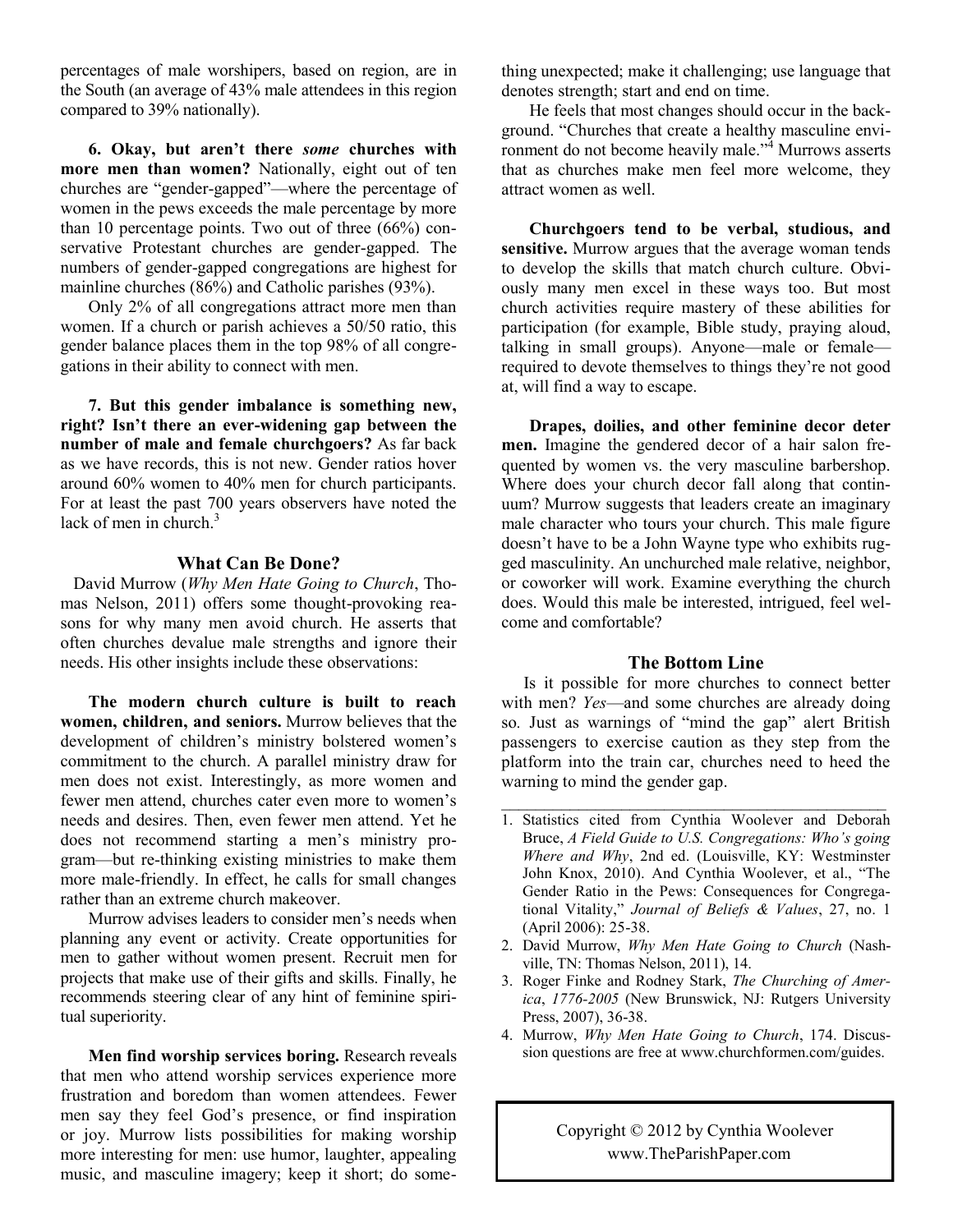percentages of male worshipers, based on region, are in the South (an average of 43% male attendees in this region compared to 39% nationally).

**6. Okay, but aren't there *some* churches with more men than women?** Nationally, eight out of ten churches are "gender-gapped"—where the percentage of women in the pews exceeds the male percentage by more than 10 percentage points. Two out of three (66%) conservative Protestant churches are gender-gapped. The numbers of gender-gapped congregations are highest for mainline churches (86%) and Catholic parishes (93%).

Only 2% of all congregations attract more men than women. If a church or parish achieves a 50/50 ratio, this gender balance places them in the top 98% of all congregations in their ability to connect with men.

**7. But this gender imbalance is something new, right? Isn't there an ever-widening gap between the number of male and female churchgoers?** As far back as we have records, this is not new. Gender ratios hover around 60% women to 40% men for church participants. For at least the past 700 years observers have noted the lack of men in church.[3]

## What Can Be Done?

David Murrow (*Why Men Hate Going to Church*, Thomas Nelson, 2011) offers some thought-provoking reasons for why many men avoid church. He asserts that often churches devalue male strengths and ignore their needs. His other insights include these observations:

**The modern church culture is built to reach women, children, and seniors.** Murrow believes that the development of children's ministry bolstered women's commitment to the church. A parallel ministry draw for men does not exist. Interestingly, as more women and fewer men attend, churches cater even more to women's needs and desires. Then, even fewer men attend. Yet he does not recommend starting a men's ministry program—but re-thinking existing ministries to make them more male-friendly. In effect, he calls for small changes rather than an extreme church makeover.

Murrow advises leaders to consider men's needs when planning any event or activity. Create opportunities for men to gather without women present. Recruit men for projects that make use of their gifts and skills. Finally, he recommends steering clear of any hint of feminine spiritual superiority.

**Men find worship services boring.** Research reveals that men who attend worship services experience more frustration and boredom than women attendees. Fewer men say they feel God's presence, or find inspiration or joy. Murrow lists possibilities for making worship more interesting for men: use humor, laughter, appealing music, and masculine imagery; keep it short; do something unexpected; make it challenging; use language that denotes strength; start and end on time.

He feels that most changes should occur in the background. "Churches that create a healthy masculine environment do not become heavily male."[4] Murrows asserts that as churches make men feel more welcome, they attract women as well.

**Churchgoers tend to be verbal, studious, and sensitive.** Murrow argues that the average woman tends to develop the skills that match church culture. Obviously many men excel in these ways too. But most church activities require mastery of these abilities for participation (for example, Bible study, praying aloud, talking in small groups). Anyone—male or female—required to devote themselves to things they're not good at, will find a way to escape.

**Drapes, doilies, and other feminine decor deter men.** Imagine the gendered decor of a hair salon frequented by women vs. the very masculine barbershop. Where does your church decor fall along that continuum? Murrow suggests that leaders create an imaginary male character who tours your church. This male figure doesn't have to be a John Wayne type who exhibits rugged masculinity. An unchurched male relative, neighbor, or coworker will work. Examine everything the church does. Would this male be interested, intrigued, feel welcome and comfortable?

## The Bottom Line

Is it possible for more churches to connect better with men? *Yes*—and some churches are already doing so. Just as warnings of "mind the gap" alert British passengers to exercise caution as they step from the platform into the train car, churches need to heed the warning to mind the gender gap.

---

1. Statistics cited from Cynthia Woolever and Deborah Bruce, *A Field Guide to U.S. Congregations: Who's going Where and Why*, 2nd ed. (Louisville, KY: Westminster John Knox, 2010). And Cynthia Woolever, et al., "The Gender Ratio in the Pews: Consequences for Congregational Vitality," *Journal of Beliefs & Values*, 27, no. 1 (April 2006): 25-38.
2. David Murrow, *Why Men Hate Going to Church* (Nashville, TN: Thomas Nelson, 2011), 14.
3. Roger Finke and Rodney Stark, *The Churching of America, 1776-2005* (New Brunswick, NJ: Rutgers University Press, 2007), 36-38.
4. Murrow, *Why Men Hate Going to Church*, 174. Discussion questions are free at www.churchformen.com/guides.

Copyright © 2012 by Cynthia Woolever
www.TheParishPaper.com